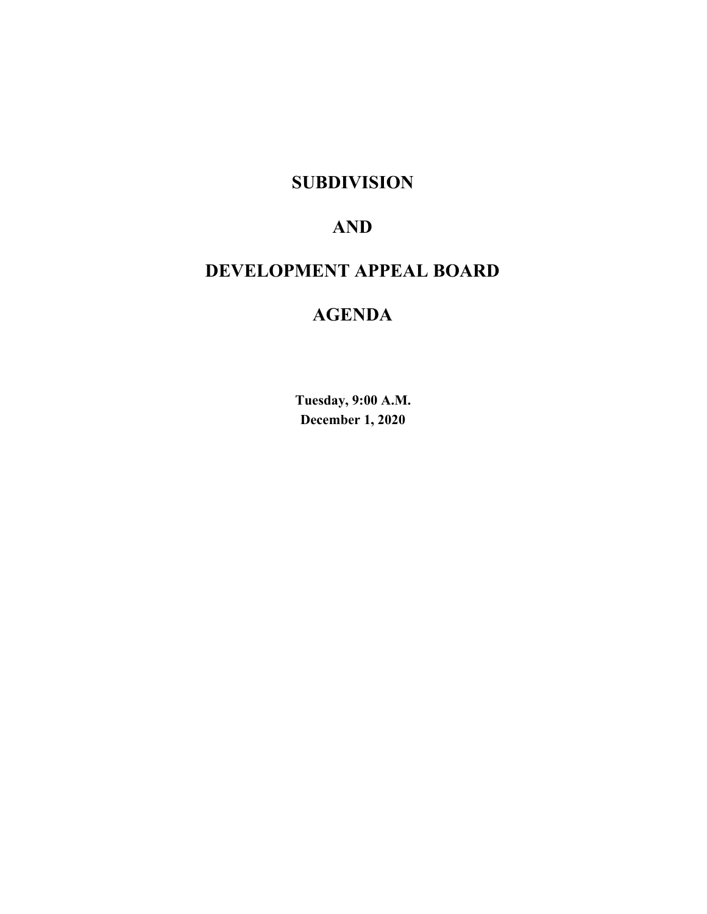# SUBDIVISION

# AND

# DEVELOPMENT APPEAL BOARD

# AGENDA

**Tuesday, 9:00 A.M.**
**December 1, 2020**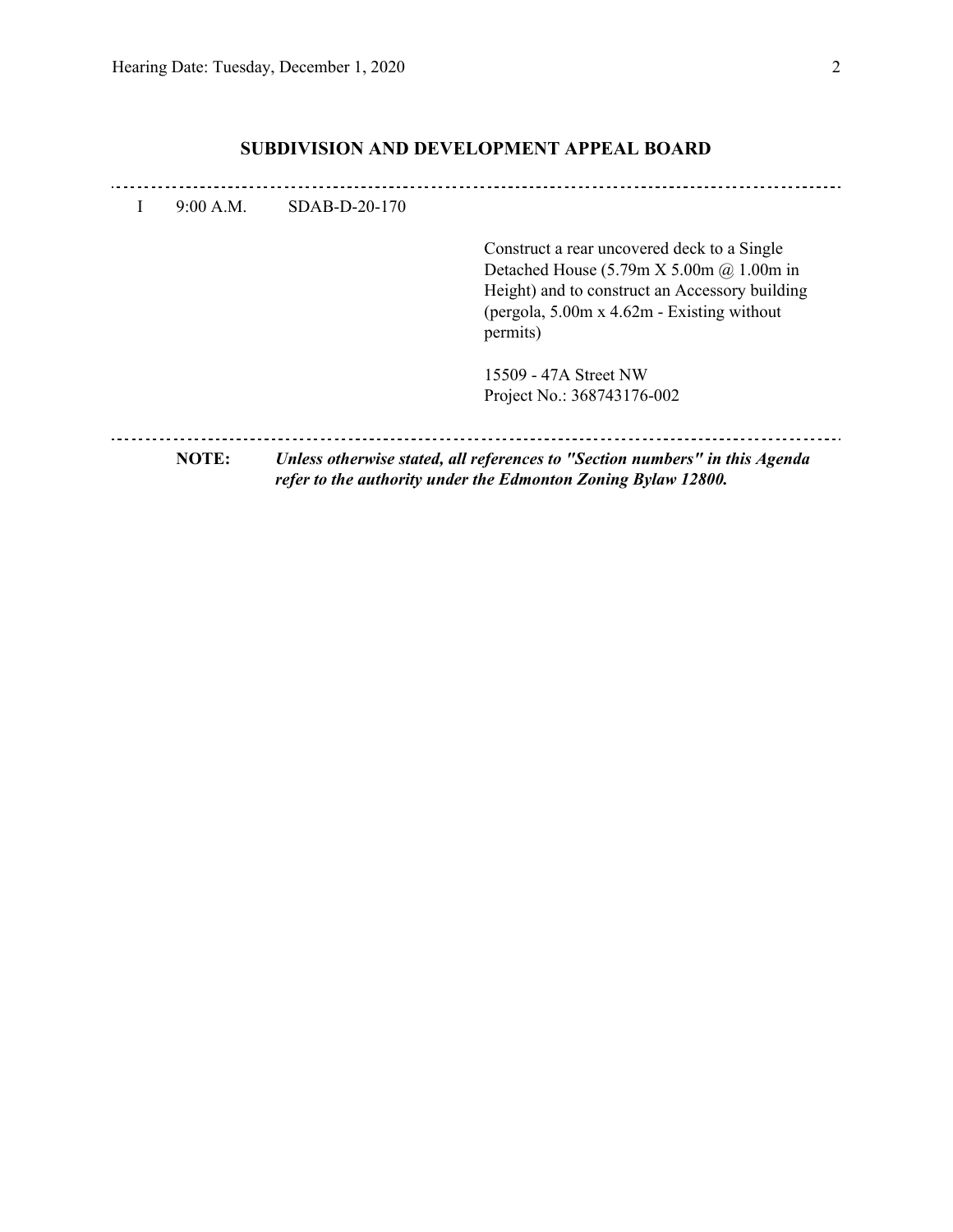## SUBDIVISION AND DEVELOPMENT APPEAL BOARD

---

I 9:00 A.M. SDAB-D-20-170

Construct a rear uncovered deck to a Single Detached House (5.79m X 5.00m @ 1.00m in Height) and to construct an Accessory building (pergola, 5.00m x 4.62m - Existing without permits)

15509 - 47A Street NW
Project No.: 368743176-002

---

**NOTE:** ***Unless otherwise stated, all references to "Section numbers" in this Agenda refer to the authority under the Edmonton Zoning Bylaw 12800.***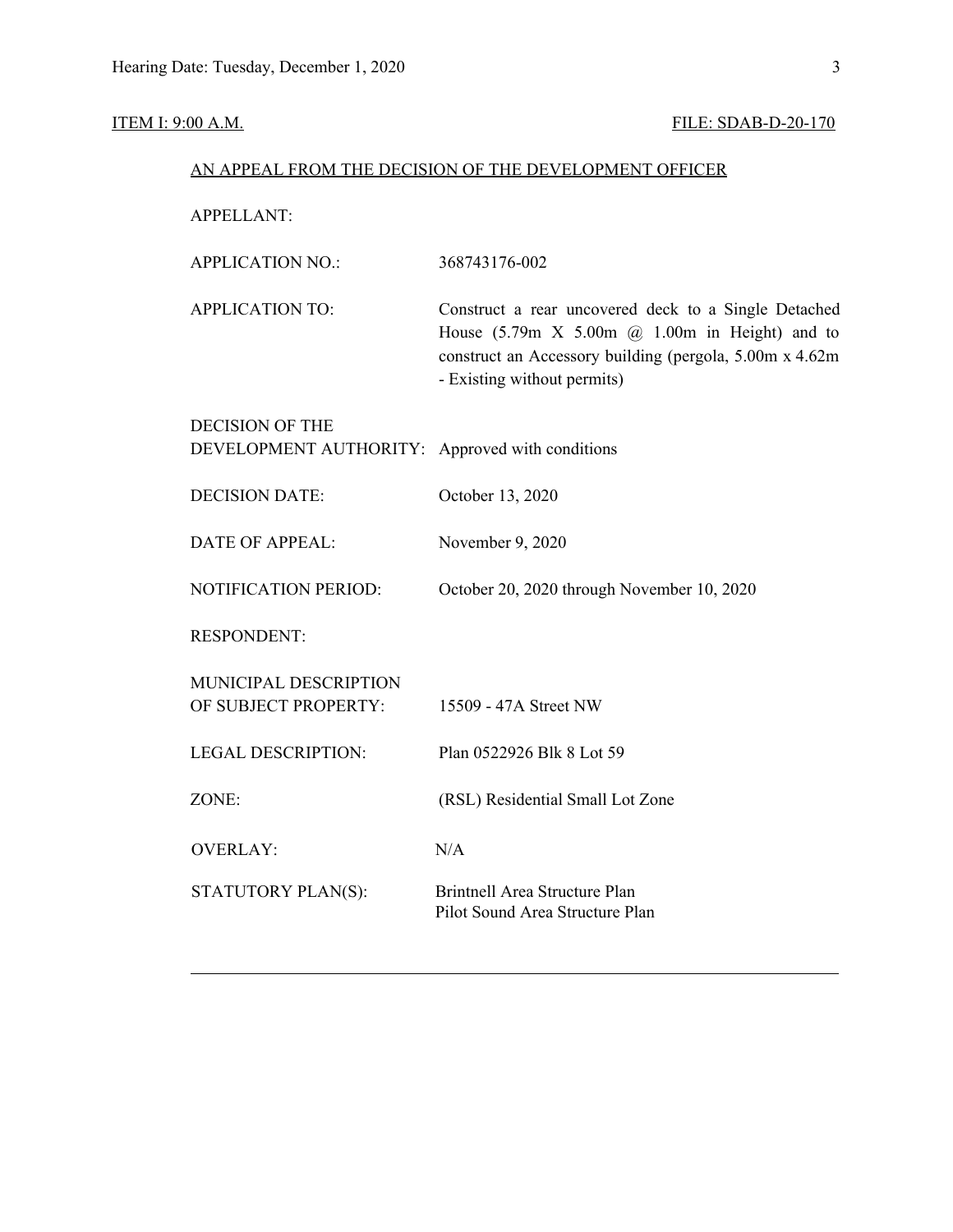ITEM I: 9:00 A.M. FILE: SDAB-D-20-170

AN APPEAL FROM THE DECISION OF THE DEVELOPMENT OFFICER

APPELLANT:

APPLICATION NO.: 368743176-002

APPLICATION TO: Construct a rear uncovered deck to a Single Detached House (5.79m X 5.00m @ 1.00m in Height) and to construct an Accessory building (pergola, 5.00m x 4.62m - Existing without permits)

DECISION OF THE DEVELOPMENT AUTHORITY: Approved with conditions

DECISION DATE: October 13, 2020

DATE OF APPEAL: November 9, 2020

NOTIFICATION PERIOD: October 20, 2020 through November 10, 2020

RESPONDENT:

MUNICIPAL DESCRIPTION OF SUBJECT PROPERTY: 15509 - 47A Street NW

LEGAL DESCRIPTION: Plan 0522926 Blk 8 Lot 59

ZONE: (RSL) Residential Small Lot Zone

OVERLAY: N/A

STATUTORY PLAN(S): Brintnell Area Structure Plan
Pilot Sound Area Structure Plan

---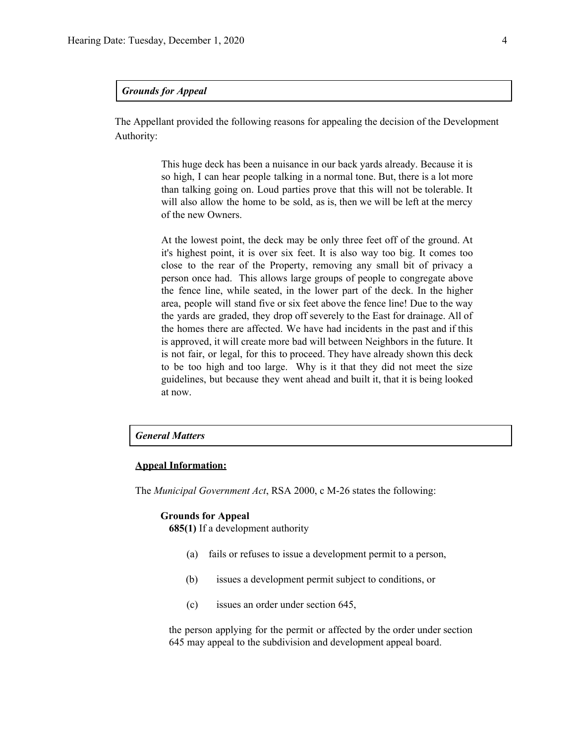### *Grounds for Appeal*

The Appellant provided the following reasons for appealing the decision of the Development Authority:

> This huge deck has been a nuisance in our back yards already. Because it is so high, I can hear people talking in a normal tone. But, there is a lot more than talking going on. Loud parties prove that this will not be tolerable. It will also allow the home to be sold, as is, then we will be left at the mercy of the new Owners.
>
> At the lowest point, the deck may be only three feet off of the ground. At it's highest point, it is over six feet. It is also way too big. It comes too close to the rear of the Property, removing any small bit of privacy a person once had. This allows large groups of people to congregate above the fence line, while seated, in the lower part of the deck. In the higher area, people will stand five or six feet above the fence line! Due to the way the yards are graded, they drop off severely to the East for drainage. All of the homes there are affected. We have had incidents in the past and if this is approved, it will create more bad will between Neighbors in the future. It is not fair, or legal, for this to proceed. They have already shown this deck to be too high and too large. Why is it that they did not meet the size guidelines, but because they went ahead and built it, that it is being looked at now.

### *General Matters*

**Appeal Information:**

The *Municipal Government Act*, RSA 2000, c M-26 states the following:

**Grounds for Appeal**

**685(1)** If a development authority

(a) fails or refuses to issue a development permit to a person,

(b) issues a development permit subject to conditions, or

(c) issues an order under section 645,

the person applying for the permit or affected by the order under section 645 may appeal to the subdivision and development appeal board.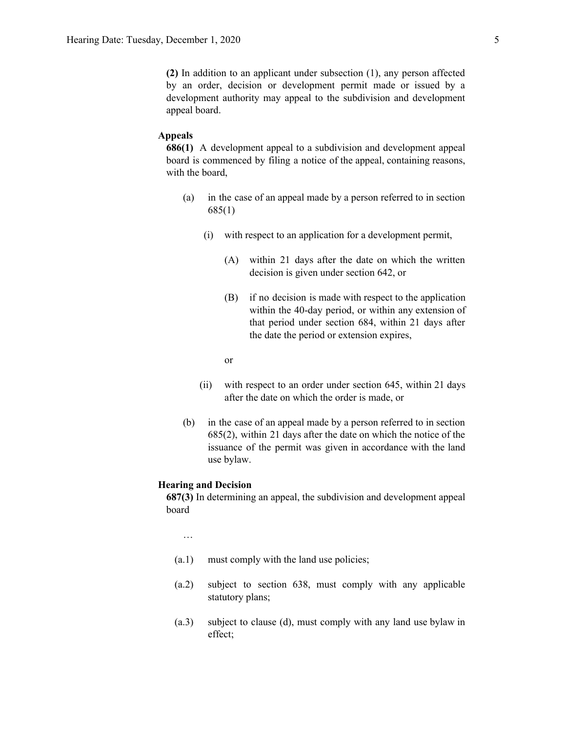**(2)** In addition to an applicant under subsection (1), any person affected by an order, decision or development permit made or issued by a development authority may appeal to the subdivision and development appeal board.

**Appeals**

**686(1)** A development appeal to a subdivision and development appeal board is commenced by filing a notice of the appeal, containing reasons, with the board,

(a) in the case of an appeal made by a person referred to in section 685(1)

(i) with respect to an application for a development permit,

(A) within 21 days after the date on which the written decision is given under section 642, or

(B) if no decision is made with respect to the application within the 40-day period, or within any extension of that period under section 684, within 21 days after the date the period or extension expires,

or

(ii) with respect to an order under section 645, within 21 days after the date on which the order is made, or

(b) in the case of an appeal made by a person referred to in section 685(2), within 21 days after the date on which the notice of the issuance of the permit was given in accordance with the land use bylaw.

**Hearing and Decision**

**687(3)** In determining an appeal, the subdivision and development appeal board

…

(a.1) must comply with the land use policies;

(a.2) subject to section 638, must comply with any applicable statutory plans;

(a.3) subject to clause (d), must comply with any land use bylaw in effect;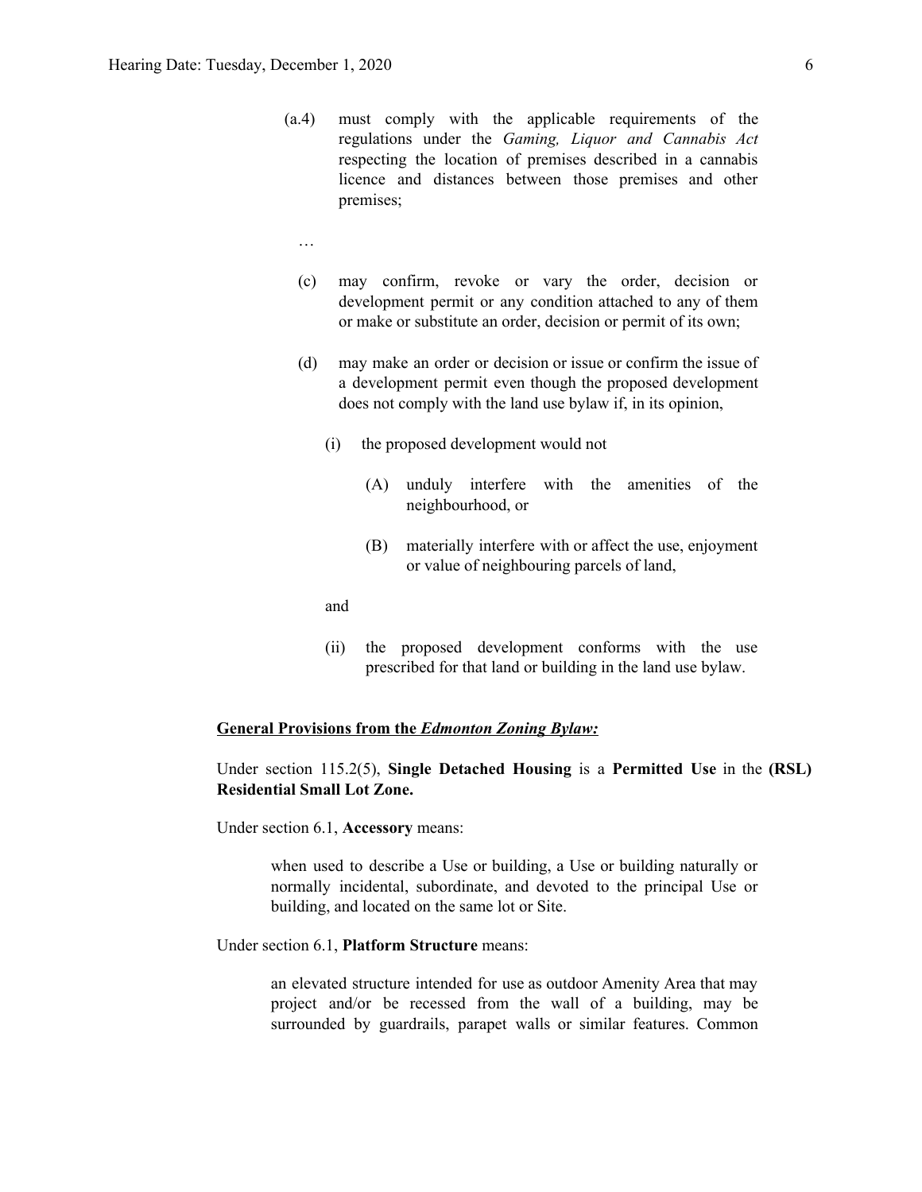(a.4) must comply with the applicable requirements of the regulations under the *Gaming, Liquor and Cannabis Act* respecting the location of premises described in a cannabis licence and distances between those premises and other premises;

…

(c) may confirm, revoke or vary the order, decision or development permit or any condition attached to any of them or make or substitute an order, decision or permit of its own;

(d) may make an order or decision or issue or confirm the issue of a development permit even though the proposed development does not comply with the land use bylaw if, in its opinion,

(i) the proposed development would not

(A) unduly interfere with the amenities of the neighbourhood, or

(B) materially interfere with or affect the use, enjoyment or value of neighbouring parcels of land,

and

(ii) the proposed development conforms with the use prescribed for that land or building in the land use bylaw.

**<u>General Provisions from the *Edmonton Zoning Bylaw:*</u>**

Under section 115.2(5), **Single Detached Housing** is a **Permitted Use** in the **(RSL) Residential Small Lot Zone.**

Under section 6.1, **Accessory** means:

> when used to describe a Use or building, a Use or building naturally or normally incidental, subordinate, and devoted to the principal Use or building, and located on the same lot or Site.

Under section 6.1, **Platform Structure** means:

> an elevated structure intended for use as outdoor Amenity Area that may project and/or be recessed from the wall of a building, may be surrounded by guardrails, parapet walls or similar features. Common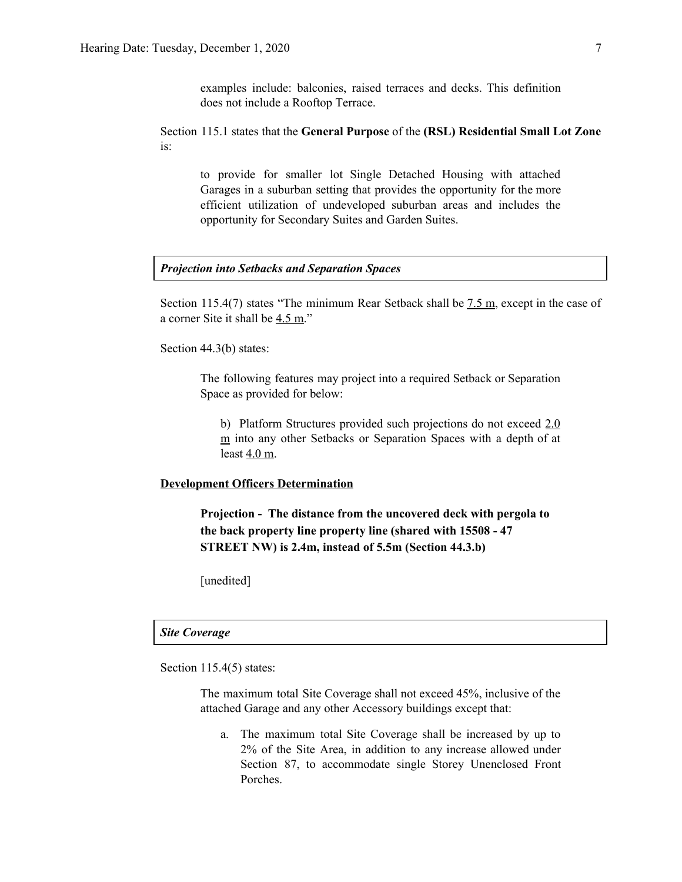examples include: balconies, raised terraces and decks. This definition does not include a Rooftop Terrace.

Section 115.1 states that the **General Purpose** of the **(RSL) Residential Small Lot Zone** is:

> to provide for smaller lot Single Detached Housing with attached Garages in a suburban setting that provides the opportunity for the more efficient utilization of undeveloped suburban areas and includes the opportunity for Secondary Suites and Garden Suites.

***Projection into Setbacks and Separation Spaces***

Section 115.4(7) states "The minimum Rear Setback shall be 7.5 m, except in the case of a corner Site it shall be 4.5 m."

Section 44.3(b) states:

> The following features may project into a required Setback or Separation Space as provided for below:
>
> b) Platform Structures provided such projections do not exceed 2.0 m into any other Setbacks or Separation Spaces with a depth of at least 4.0 m.

**Development Officers Determination**

> **Projection - The distance from the uncovered deck with pergola to the back property line property line (shared with 15508 - 47 STREET NW) is 2.4m, instead of 5.5m (Section 44.3.b)**
>
> [unedited]

***Site Coverage***

Section 115.4(5) states:

> The maximum total Site Coverage shall not exceed 45%, inclusive of the attached Garage and any other Accessory buildings except that:
>
> a. The maximum total Site Coverage shall be increased by up to 2% of the Site Area, in addition to any increase allowed under Section 87, to accommodate single Storey Unenclosed Front Porches.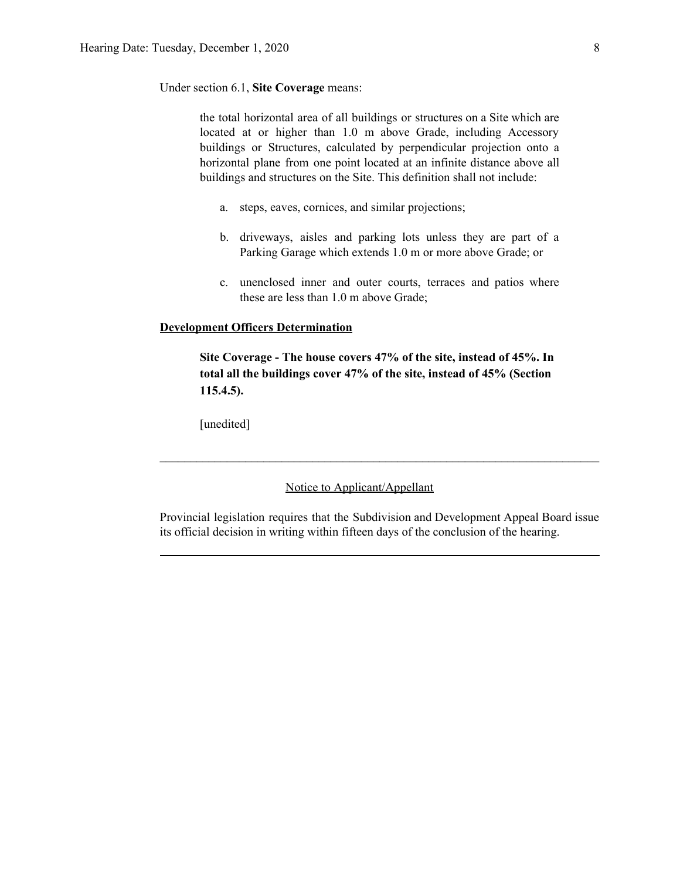Under section 6.1, **Site Coverage** means:

> the total horizontal area of all buildings or structures on a Site which are located at or higher than 1.0 m above Grade, including Accessory buildings or Structures, calculated by perpendicular projection onto a horizontal plane from one point located at an infinite distance above all buildings and structures on the Site. This definition shall not include:
>
> a. steps, eaves, cornices, and similar projections;
>
> b. driveways, aisles and parking lots unless they are part of a Parking Garage which extends 1.0 m or more above Grade; or
>
> c. unenclosed inner and outer courts, terraces and patios where these are less than 1.0 m above Grade;

**Development Officers Determination**

> **Site Coverage - The house covers 47% of the site, instead of 45%. In total all the buildings cover 47% of the site, instead of 45% (Section 115.4.5).**
>
> [unedited]

---

Notice to Applicant/Appellant

Provincial legislation requires that the Subdivision and Development Appeal Board issue its official decision in writing within fifteen days of the conclusion of the hearing.

---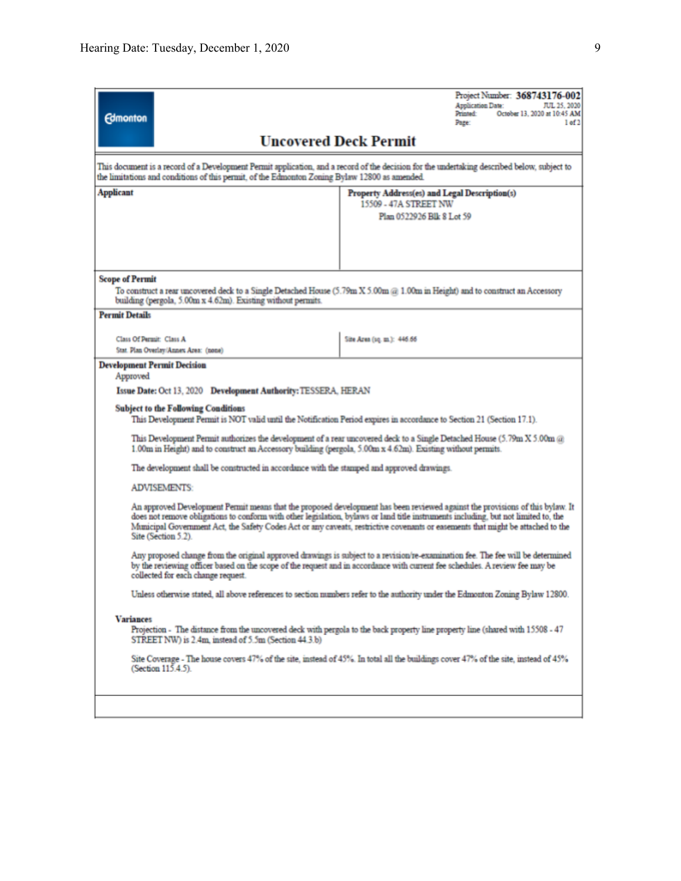Edmonton

Project Number: **368743176-002**
Application Date: JUL 25, 2020
Printed: October 13, 2020 at 10:45 AM
Page: 1 of 2

# Uncovered Deck Permit

This document is a record of a Development Permit application, and a record of the decision for the undertaking described below, subject to the limitations and conditions of this permit, of the Edmonton Zoning Bylaw 12800 as amended.

| **Applicant** | **Property Address(es) and Legal Description(s)** |
| --- | --- |
| | 15509 - 47A STREET NW<br>Plan 0522926 Blk 8 Lot 59 |

**Scope of Permit**

To construct a rear uncovered deck to a Single Detached House (5.79m X 5.00m @ 1.00m in Height) and to construct an Accessory building (pergola, 5.00m x 4.62m). Existing without permits.

**Permit Details**

| | |
| --- | --- |
| Class Of Permit: Class A | Site Area (sq. m.): 446.66 |
| Stat. Plan Overlay/Annex Area: (none) | |

**Development Permit Decision**

Approved

**Issue Date:** Oct 13, 2020 **Development Authority:** TESSERA, HERAN

**Subject to the Following Conditions**

This Development Permit is NOT valid until the Notification Period expires in accordance to Section 21 (Section 17.1).

This Development Permit authorizes the development of a rear uncovered deck to a Single Detached House (5.79m X 5.00m @ 1.00m in Height) and to construct an Accessory building (pergola, 5.00m x 4.62m). Existing without permits.

The development shall be constructed in accordance with the stamped and approved drawings.

ADVISEMENTS:

An approved Development Permit means that the proposed development has been reviewed against the provisions of this bylaw. It does not remove obligations to conform with other legislation, bylaws or land title instruments including, but not limited to, the Municipal Government Act, the Safety Codes Act or any caveats, restrictive covenants or easements that might be attached to the Site (Section 5.2).

Any proposed change from the original approved drawings is subject to a revision/re-examination fee. The fee will be determined by the reviewing officer based on the scope of the request and in accordance with current fee schedules. A review fee may be collected for each change request.

Unless otherwise stated, all above references to section numbers refer to the authority under the Edmonton Zoning Bylaw 12800.

**Variances**

Projection - The distance from the uncovered deck with pergola to the back property line property line (shared with 15508 - 47 STREET NW) is 2.4m, instead of 5.5m (Section 44.3.b)

Site Coverage - The house covers 47% of the site, instead of 45%. In total all the buildings cover 47% of the site, instead of 45% (Section 115.4.5).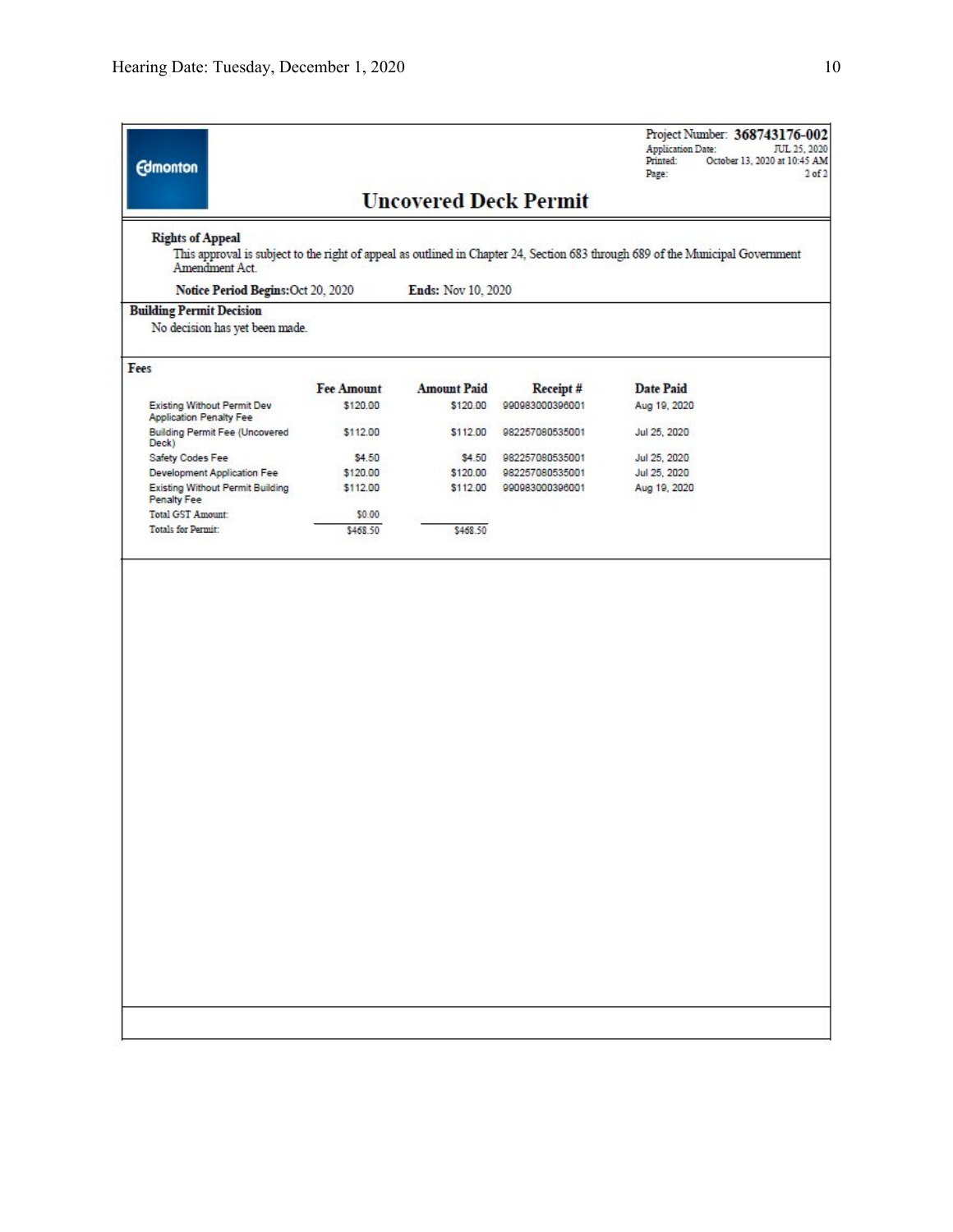Edmonton

Project Number: **368743176-002**
Application Date: JUL 25, 2020
Printed: October 13, 2020 at 10:45 AM
Page: 2 of 2

# Uncovered Deck Permit

**Rights of Appeal**

This approval is subject to the right of appeal as outlined in Chapter 24, Section 683 through 689 of the Municipal Government Amendment Act.

**Notice Period Begins:** Oct 20, 2020 **Ends:** Nov 10, 2020

**Building Permit Decision**

No decision has yet been made.

**Fees**

| | Fee Amount | Amount Paid | Receipt # | Date Paid |
|---|---|---|---|---|
| Existing Without Permit Dev Application Penalty Fee | $120.00 | $120.00 | 990983000396001 | Aug 19, 2020 |
| Building Permit Fee (Uncovered Deck) | $112.00 | $112.00 | 982257080535001 | Jul 25, 2020 |
| Safety Codes Fee | $4.50 | $4.50 | 982257080535001 | Jul 25, 2020 |
| Development Application Fee | $120.00 | $120.00 | 982257080535001 | Jul 25, 2020 |
| Existing Without Permit Building Penalty Fee | $112.00 | $112.00 | 990983000396001 | Aug 19, 2020 |
| Total GST Amount: | $0.00 | | | |
| Totals for Permit: | $468.50 | $468.50 | | |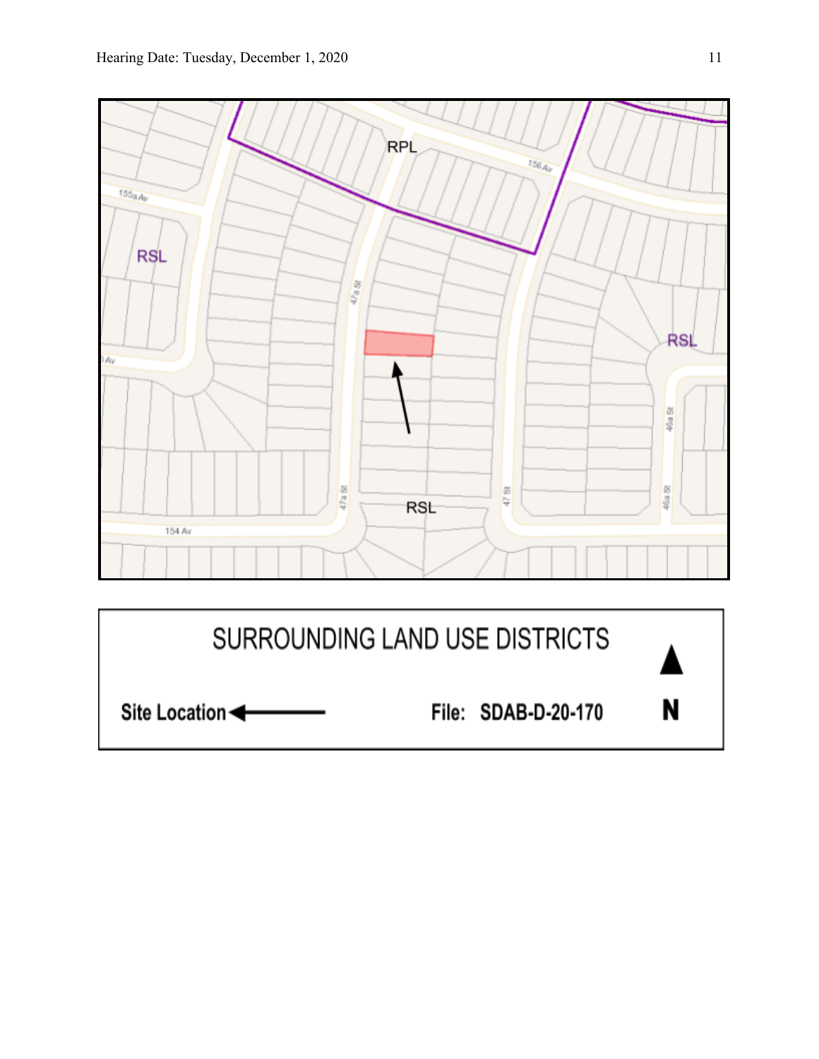RPL

156 Av

155a Av

RSL

47a St

RSL

46a St

RSL

47a St

47 St

46a St

154 Av

SURROUNDING LAND USE DISTRICTS

Site Location

File: SDAB-D-20-170

N